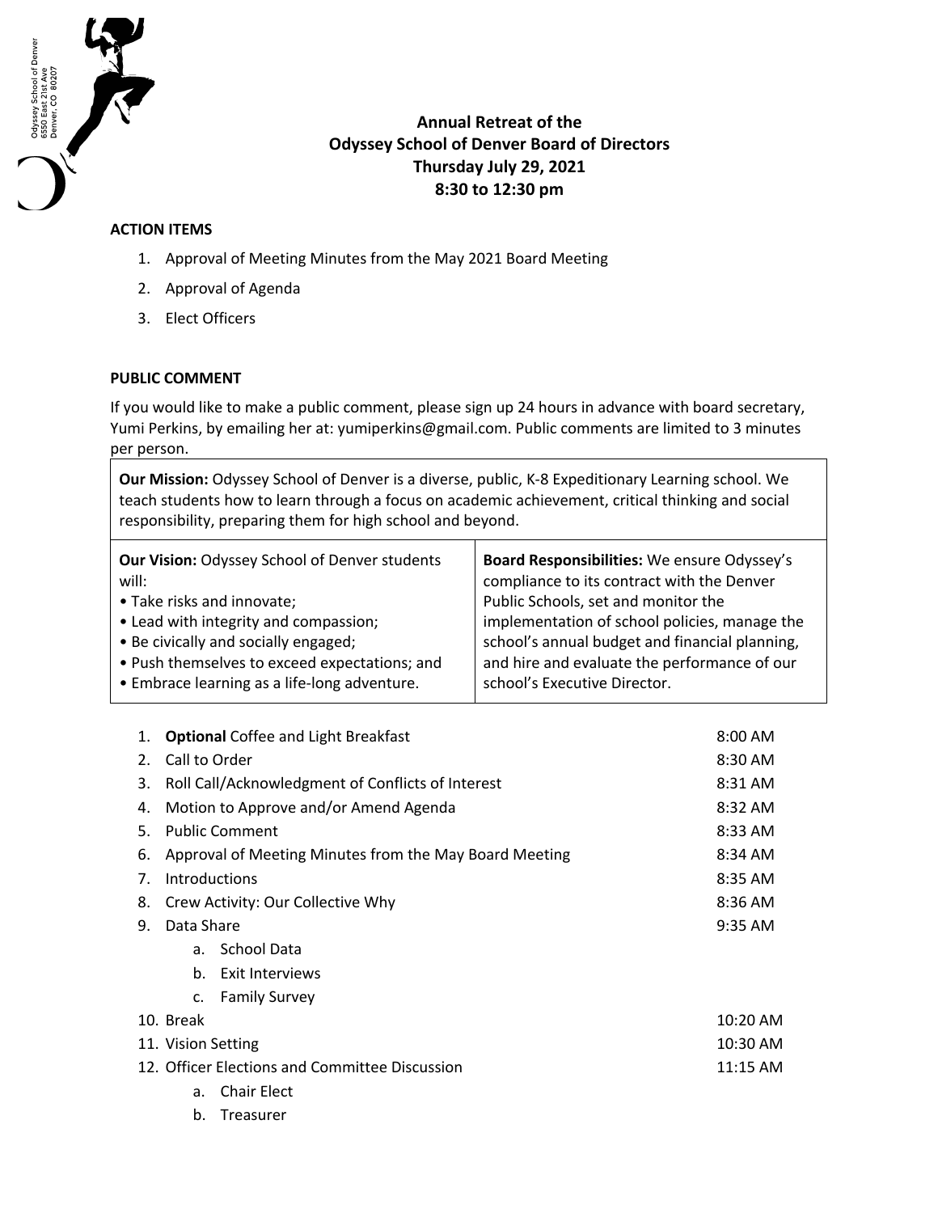Odyssey School of Denver
6550 East 21st Ave
Denver, CO 80207

# Annual Retreat of the Odyssey School of Denver Board of Directors

**Thursday July 29, 2021**
**8:30 to 12:30 pm**

## ACTION ITEMS

1. Approval of Meeting Minutes from the May 2021 Board Meeting
2. Approval of Agenda
3. Elect Officers

## PUBLIC COMMENT

If you would like to make a public comment, please sign up 24 hours in advance with board secretary, Yumi Perkins, by emailing her at: yumiperkins@gmail.com. Public comments are limited to 3 minutes per person.

**Our Mission:** Odyssey School of Denver is a diverse, public, K-8 Expeditionary Learning school. We teach students how to learn through a focus on academic achievement, critical thinking and social responsibility, preparing them for high school and beyond.

**Our Vision:** Odyssey School of Denver students will:

- Take risks and innovate;
- Lead with integrity and compassion;
- Be civically and socially engaged;
- Push themselves to exceed expectations; and
- Embrace learning as a life-long adventure.

**Board Responsibilities:** We ensure Odyssey's compliance to its contract with the Denver Public Schools, set and monitor the implementation of school policies, manage the school's annual budget and financial planning, and hire and evaluate the performance of our school's Executive Director.

| | Item | Time |
|---|---|---|
| 1. | **Optional** Coffee and Light Breakfast | 8:00 AM |
| 2. | Call to Order | 8:30 AM |
| 3. | Roll Call/Acknowledgment of Conflicts of Interest | 8:31 AM |
| 4. | Motion to Approve and/or Amend Agenda | 8:32 AM |
| 5. | Public Comment | 8:33 AM |
| 6. | Approval of Meeting Minutes from the May Board Meeting | 8:34 AM |
| 7. | Introductions | 8:35 AM |
| 8. | Crew Activity: Our Collective Why | 8:36 AM |
| 9. | Data Share<br>a. School Data<br>b. Exit Interviews<br>c. Family Survey | 9:35 AM |
| 10. | Break | 10:20 AM |
| 11. | Vision Setting | 10:30 AM |
| 12. | Officer Elections and Committee Discussion<br>a. Chair Elect<br>b. Treasurer | 11:15 AM |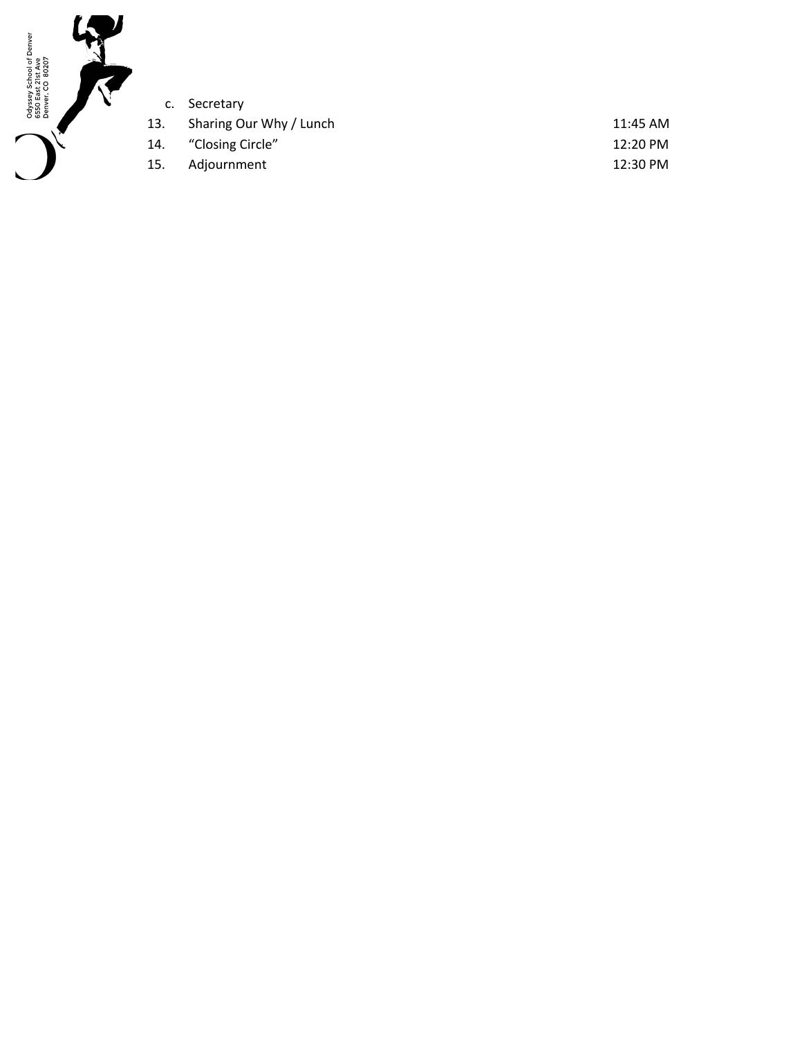c. Secretary

13. Sharing Our Why / Lunch 11:45 AM

14. "Closing Circle" 12:20 PM

15. Adjournment 12:30 PM